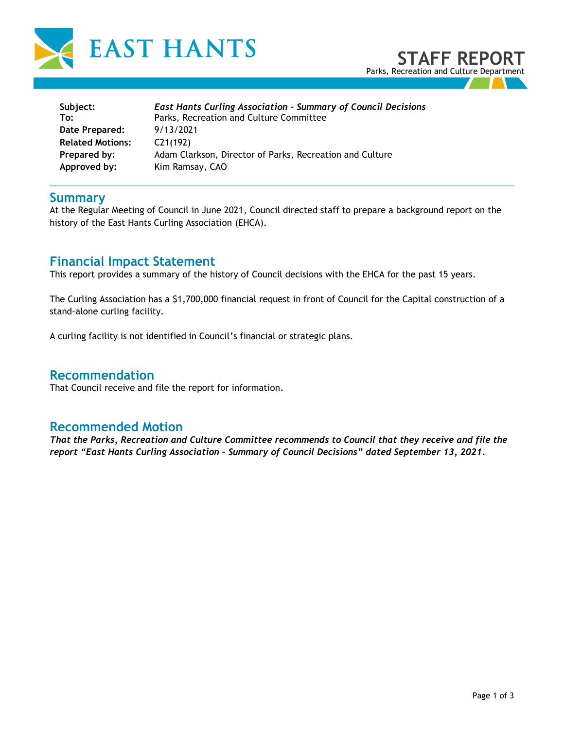# STAFF REPORT

Parks, Recreation and Culture Department

| | |
|---|---|
| **Subject:** | ***East Hants Curling Association – Summary of Council Decisions*** |
| **To:** | Parks, Recreation and Culture Committee |
| **Date Prepared:** | 9/13/2021 |
| **Related Motions:** | C21(192) |
| **Prepared by:** | Adam Clarkson, Director of Parks, Recreation and Culture |
| **Approved by:** | Kim Ramsay, CAO |

## Summary

At the Regular Meeting of Council in June 2021, Council directed staff to prepare a background report on the history of the East Hants Curling Association (EHCA).

## Financial Impact Statement

This report provides a summary of the history of Council decisions with the EHCA for the past 15 years.

The Curling Association has a $1,700,000 financial request in front of Council for the Capital construction of a stand-alone curling facility.

A curling facility is not identified in Council's financial or strategic plans.

## Recommendation

That Council receive and file the report for information.

## Recommended Motion

***That the Parks, Recreation and Culture Committee recommends to Council that they receive and file the report "East Hants Curling Association – Summary of Council Decisions" dated September 13, 2021.***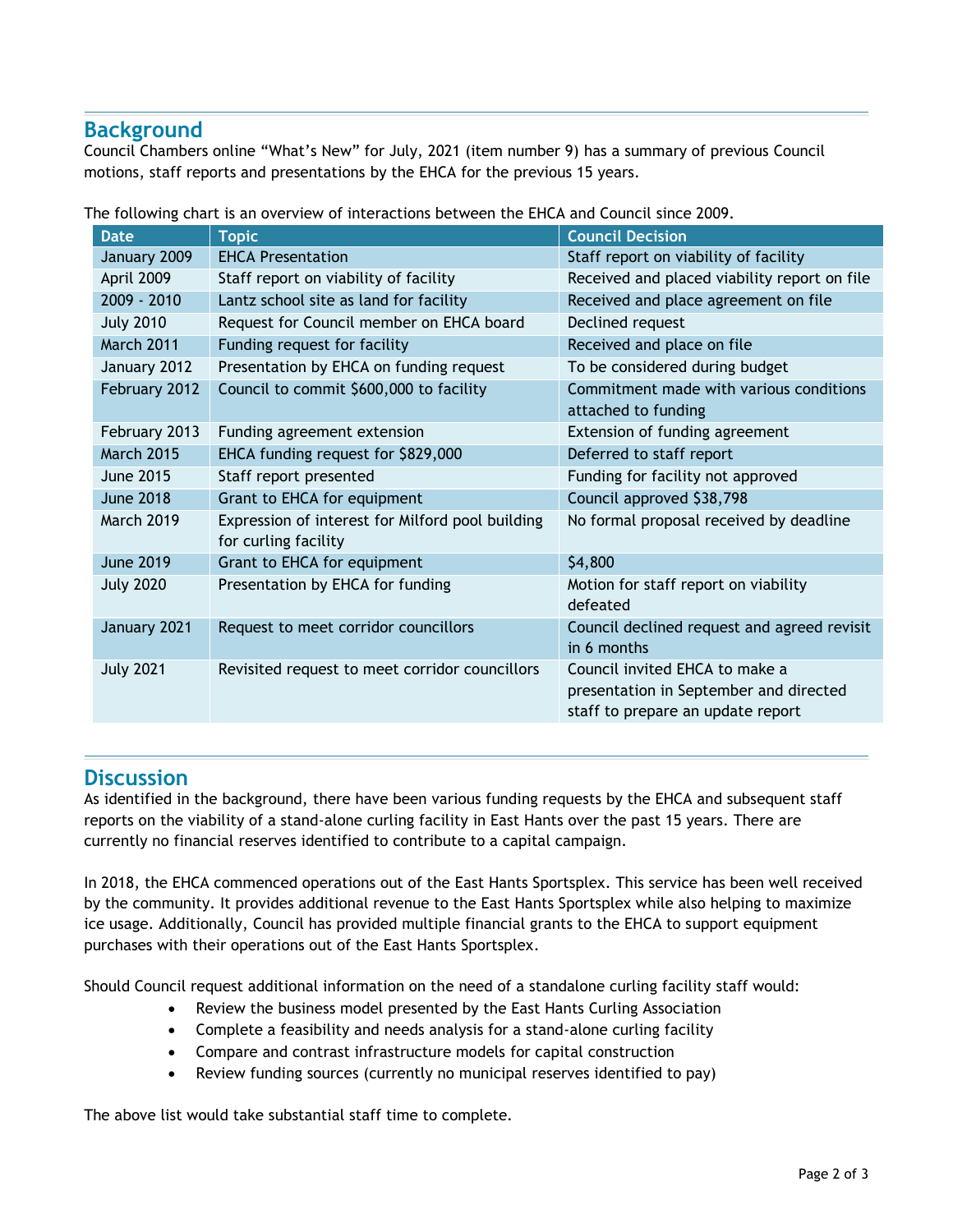## Background

Council Chambers online "What's New" for July, 2021 (item number 9) has a summary of previous Council motions, staff reports and presentations by the EHCA for the previous 15 years.

The following chart is an overview of interactions between the EHCA and Council since 2009.

| Date | Topic | Council Decision |
|---|---|---|
| January 2009 | EHCA Presentation | Staff report on viability of facility |
| April 2009 | Staff report on viability of facility | Received and placed viability report on file |
| 2009 - 2010 | Lantz school site as land for facility | Received and place agreement on file |
| July 2010 | Request for Council member on EHCA board | Declined request |
| March 2011 | Funding request for facility | Received and place on file |
| January 2012 | Presentation by EHCA on funding request | To be considered during budget |
| February 2012 | Council to commit $600,000 to facility | Commitment made with various conditions attached to funding |
| February 2013 | Funding agreement extension | Extension of funding agreement |
| March 2015 | EHCA funding request for $829,000 | Deferred to staff report |
| June 2015 | Staff report presented | Funding for facility not approved |
| June 2018 | Grant to EHCA for equipment | Council approved $38,798 |
| March 2019 | Expression of interest for Milford pool building for curling facility | No formal proposal received by deadline |
| June 2019 | Grant to EHCA for equipment | $4,800 |
| July 2020 | Presentation by EHCA for funding | Motion for staff report on viability defeated |
| January 2021 | Request to meet corridor councillors | Council declined request and agreed revisit in 6 months |
| July 2021 | Revisited request to meet corridor councillors | Council invited EHCA to make a presentation in September and directed staff to prepare an update report |

## Discussion

As identified in the background, there have been various funding requests by the EHCA and subsequent staff reports on the viability of a stand-alone curling facility in East Hants over the past 15 years. There are currently no financial reserves identified to contribute to a capital campaign.

In 2018, the EHCA commenced operations out of the East Hants Sportsplex. This service has been well received by the community. It provides additional revenue to the East Hants Sportsplex while also helping to maximize ice usage. Additionally, Council has provided multiple financial grants to the EHCA to support equipment purchases with their operations out of the East Hants Sportsplex.

Should Council request additional information on the need of a standalone curling facility staff would:

- Review the business model presented by the East Hants Curling Association
- Complete a feasibility and needs analysis for a stand-alone curling facility
- Compare and contrast infrastructure models for capital construction
- Review funding sources (currently no municipal reserves identified to pay)

The above list would take substantial staff time to complete.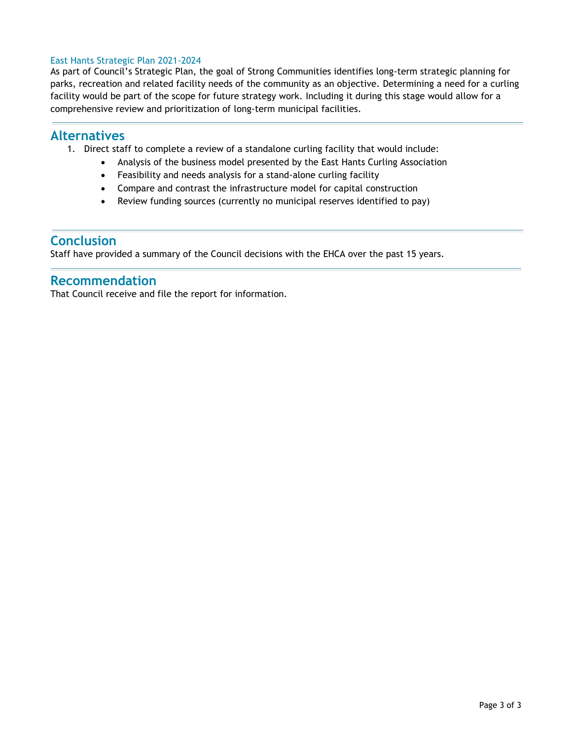### East Hants Strategic Plan 2021-2024

As part of Council's Strategic Plan, the goal of Strong Communities identifies long-term strategic planning for parks, recreation and related facility needs of the community as an objective. Determining a need for a curling facility would be part of the scope for future strategy work. Including it during this stage would allow for a comprehensive review and prioritization of long-term municipal facilities.

## Alternatives

1. Direct staff to complete a review of a standalone curling facility that would include:
    - Analysis of the business model presented by the East Hants Curling Association
    - Feasibility and needs analysis for a stand-alone curling facility
    - Compare and contrast the infrastructure model for capital construction
    - Review funding sources (currently no municipal reserves identified to pay)

## Conclusion

Staff have provided a summary of the Council decisions with the EHCA over the past 15 years.

## Recommendation

That Council receive and file the report for information.